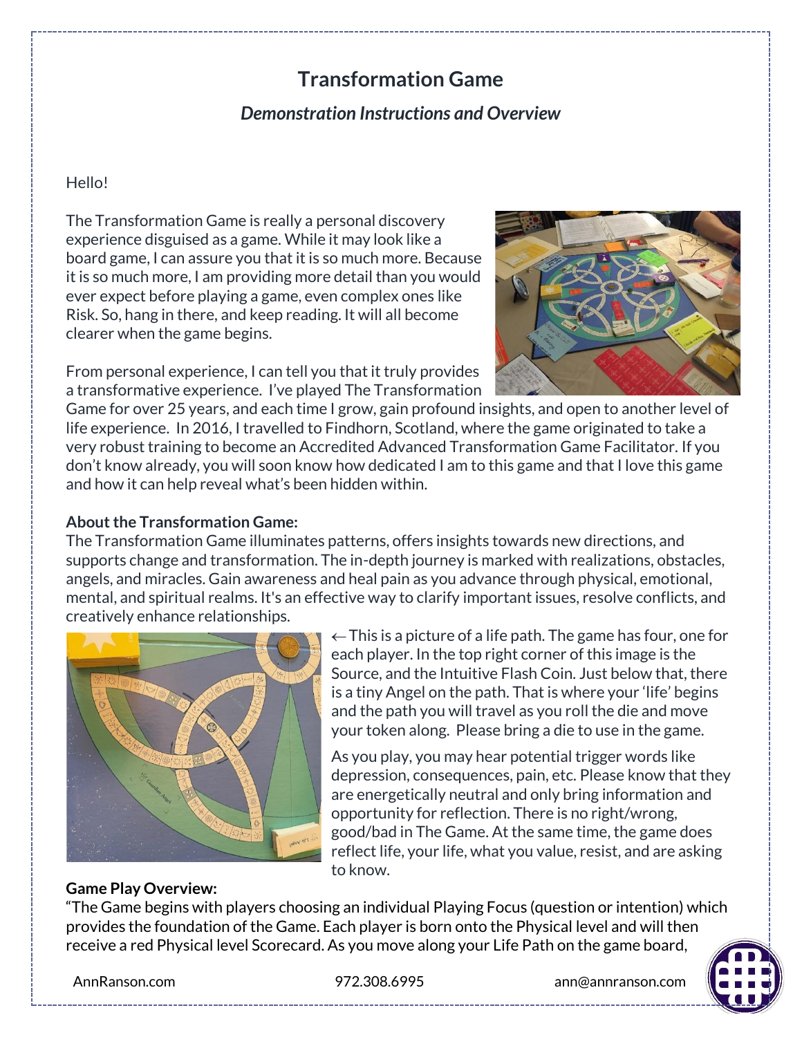# Transformation Game

### *Demonstration Instructions and Overview*

Hello!

The Transformation Game is really a personal discovery experience disguised as a game. While it may look like a board game, I can assure you that it is so much more. Because it is so much more, I am providing more detail than you would ever expect before playing a game, even complex ones like Risk. So, hang in there, and keep reading. It will all become clearer when the game begins.

From personal experience, I can tell you that it truly provides a transformative experience. I've played The Transformation Game for over 25 years, and each time I grow, gain profound insights, and open to another level of life experience. In 2016, I travelled to Findhorn, Scotland, where the game originated to take a very robust training to become an Accredited Advanced Transformation Game Facilitator. If you don't know already, you will soon know how dedicated I am to this game and that I love this game and how it can help reveal what's been hidden within.

**About the Transformation Game:**
The Transformation Game illuminates patterns, offers insights towards new directions, and supports change and transformation. The in-depth journey is marked with realizations, obstacles, angels, and miracles. Gain awareness and heal pain as you advance through physical, emotional, mental, and spiritual realms. It's an effective way to clarify important issues, resolve conflicts, and creatively enhance relationships.

← This is a picture of a life path. The game has four, one for each player. In the top right corner of this image is the Source, and the Intuitive Flash Coin. Just below that, there is a tiny Angel on the path. That is where your 'life' begins and the path you will travel as you roll the die and move your token along. Please bring a die to use in the game.

As you play, you may hear potential trigger words like depression, consequences, pain, etc. Please know that they are energetically neutral and only bring information and opportunity for reflection. There is no right/wrong, good/bad in The Game. At the same time, the game does reflect life, your life, what you value, resist, and are asking to know.

**Game Play Overview:**
"The Game begins with players choosing an individual Playing Focus (question or intention) which provides the foundation of the Game. Each player is born onto the Physical level and will then receive a red Physical level Scorecard. As you move along your Life Path on the game board,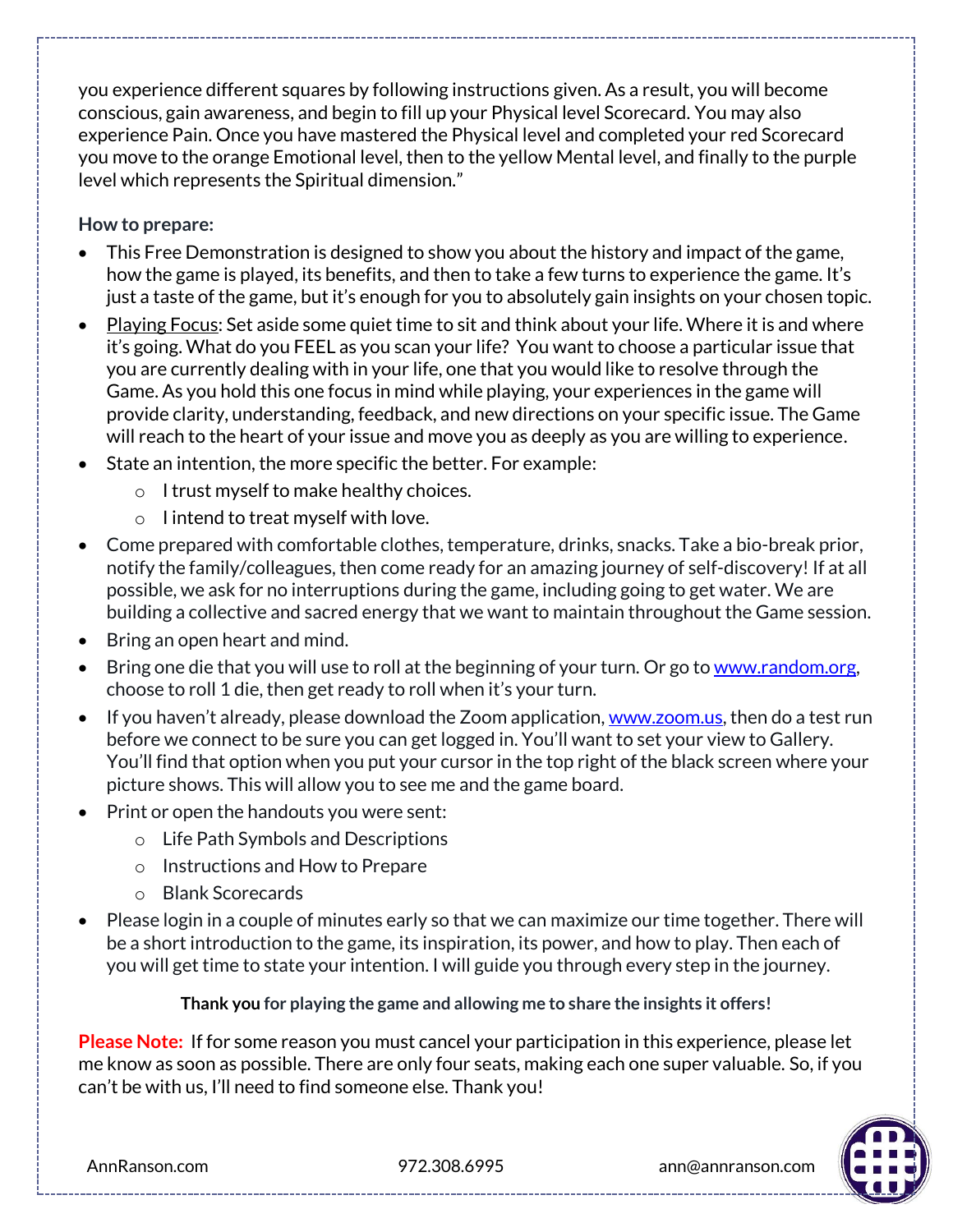you experience different squares by following instructions given. As a result, you will become conscious, gain awareness, and begin to fill up your Physical level Scorecard. You may also experience Pain. Once you have mastered the Physical level and completed your red Scorecard you move to the orange Emotional level, then to the yellow Mental level, and finally to the purple level which represents the Spiritual dimension."

**How to prepare:**

- This Free Demonstration is designed to show you about the history and impact of the game, how the game is played, its benefits, and then to take a few turns to experience the game. It's just a taste of the game, but it's enough for you to absolutely gain insights on your chosen topic.
- Playing Focus: Set aside some quiet time to sit and think about your life. Where it is and where it's going. What do you FEEL as you scan your life? You want to choose a particular issue that you are currently dealing with in your life, one that you would like to resolve through the Game. As you hold this one focus in mind while playing, your experiences in the game will provide clarity, understanding, feedback, and new directions on your specific issue. The Game will reach to the heart of your issue and move you as deeply as you are willing to experience.
- State an intention, the more specific the better. For example:
  - I trust myself to make healthy choices.
  - I intend to treat myself with love.
- Come prepared with comfortable clothes, temperature, drinks, snacks. Take a bio-break prior, notify the family/colleagues, then come ready for an amazing journey of self-discovery! If at all possible, we ask for no interruptions during the game, including going to get water. We are building a collective and sacred energy that we want to maintain throughout the Game session.
- Bring an open heart and mind.
- Bring one die that you will use to roll at the beginning of your turn. Or go to www.random.org, choose to roll 1 die, then get ready to roll when it's your turn.
- If you haven't already, please download the Zoom application, www.zoom.us, then do a test run before we connect to be sure you can get logged in. You'll want to set your view to Gallery. You'll find that option when you put your cursor in the top right of the black screen where your picture shows. This will allow you to see me and the game board.
- Print or open the handouts you were sent:
  - Life Path Symbols and Descriptions
  - Instructions and How to Prepare
  - Blank Scorecards
- Please login in a couple of minutes early so that we can maximize our time together. There will be a short introduction to the game, its inspiration, its power, and how to play. Then each of you will get time to state your intention. I will guide you through every step in the journey.

**Thank you for playing the game and allowing me to share the insights it offers!**

**Please Note:** If for some reason you must cancel your participation in this experience, please let me know as soon as possible. There are only four seats, making each one super valuable. So, if you can't be with us, I'll need to find someone else. Thank you!

AnnRanson.com    972.308.6995    ann@annranson.com